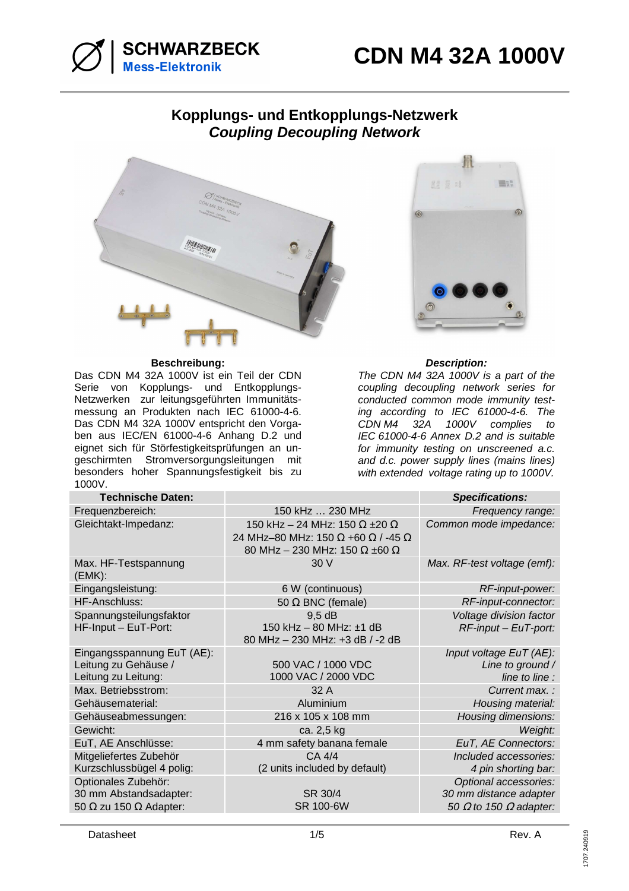SCHWARZBECK
Mess-Elektronik

# CDN M4 32A 1000V

## Kopplungs- und Entkopplungs-Netzwerk
## *Coupling Decoupling Network*

**Beschreibung:**

Das CDN M4 32A 1000V ist ein Teil der CDN Serie von Kopplungs- und Entkopplungs-Netzwerken zur leitungsgeführten Immunitätsmessung an Produkten nach IEC 61000-4-6. Das CDN M4 32A 1000V entspricht den Vorgaben aus IEC/EN 61000-4-6 Anhang D.2 und eignet sich für Störfestigkeitsprüfungen an ungeschirmten Stromversorgungsleitungen mit besonders hoher Spannungsfestigkeit bis zu 1000V.

***Description:***

*The CDN M4 32A 1000V is a part of the coupling decoupling network series for conducted common mode immunity testing according to IEC 61000-4-6. The CDN M4 32A 1000V complies to IEC 61000-4-6 Annex D.2 and is suitable for immunity testing on unscreened a.c. and d.c. power supply lines (mains lines) with extended voltage rating up to 1000V.*

| **Technische Daten:** | | ***Specifications:*** |
|---|---|---|
| Frequenzbereich: | 150 kHz … 230 MHz | *Frequency range:* |
| Gleichtakt-Impedanz: | 150 kHz – 24 MHz: 150 Ω ±20 Ω<br>24 MHz–80 MHz: 150 Ω +60 Ω / -45 Ω<br>80 MHz – 230 MHz: 150 Ω ±60 Ω | *Common mode impedance:* |
| Max. HF-Testspannung (EMK): | 30 V | *Max. RF-test voltage (emf):* |
| Eingangsleistung: | 6 W (continuous) | *RF-input-power:* |
| HF-Anschluss: | 50 Ω BNC (female) | *RF-input-connector:* |
| Spannungsteilungsfaktor HF-Input – EuT-Port: | 9,5 dB<br>150 kHz – 80 MHz: ±1 dB<br>80 MHz – 230 MHz: +3 dB / -2 dB | *Voltage division factor RF-input – EuT-port:* |
| Eingangsspannung EuT (AE):<br>Leitung zu Gehäuse /<br>Leitung zu Leitung: | <br>500 VAC / 1000 VDC<br>1000 VAC / 2000 VDC | *Input voltage EuT (AE):*<br>*Line to ground /*<br>*line to line :* |
| Max. Betriebsstrom: | 32 A | *Current max. :* |
| Gehäusematerial: | Aluminium | *Housing material:* |
| Gehäuseabmessungen: | 216 x 105 x 108 mm | *Housing dimensions:* |
| Gewicht: | ca. 2,5 kg | *Weight:* |
| EuT, AE Anschlüsse: | 4 mm safety banana female | *EuT, AE Connectors:* |
| Mitgeliefertes Zubehör<br>Kurzschlussbügel 4 polig: | CA 4/4<br>(2 units included by default) | *Included accessories:*<br>*4 pin shorting bar:* |
| Optionales Zubehör:<br>30 mm Abstandsadapter:<br>50 Ω zu 150 Ω Adapter: | <br>SR 30/4<br>SR 100-6W | *Optional accessories:*<br>*30 mm distance adapter*<br>*50 Ω to 150 Ω adapter:* |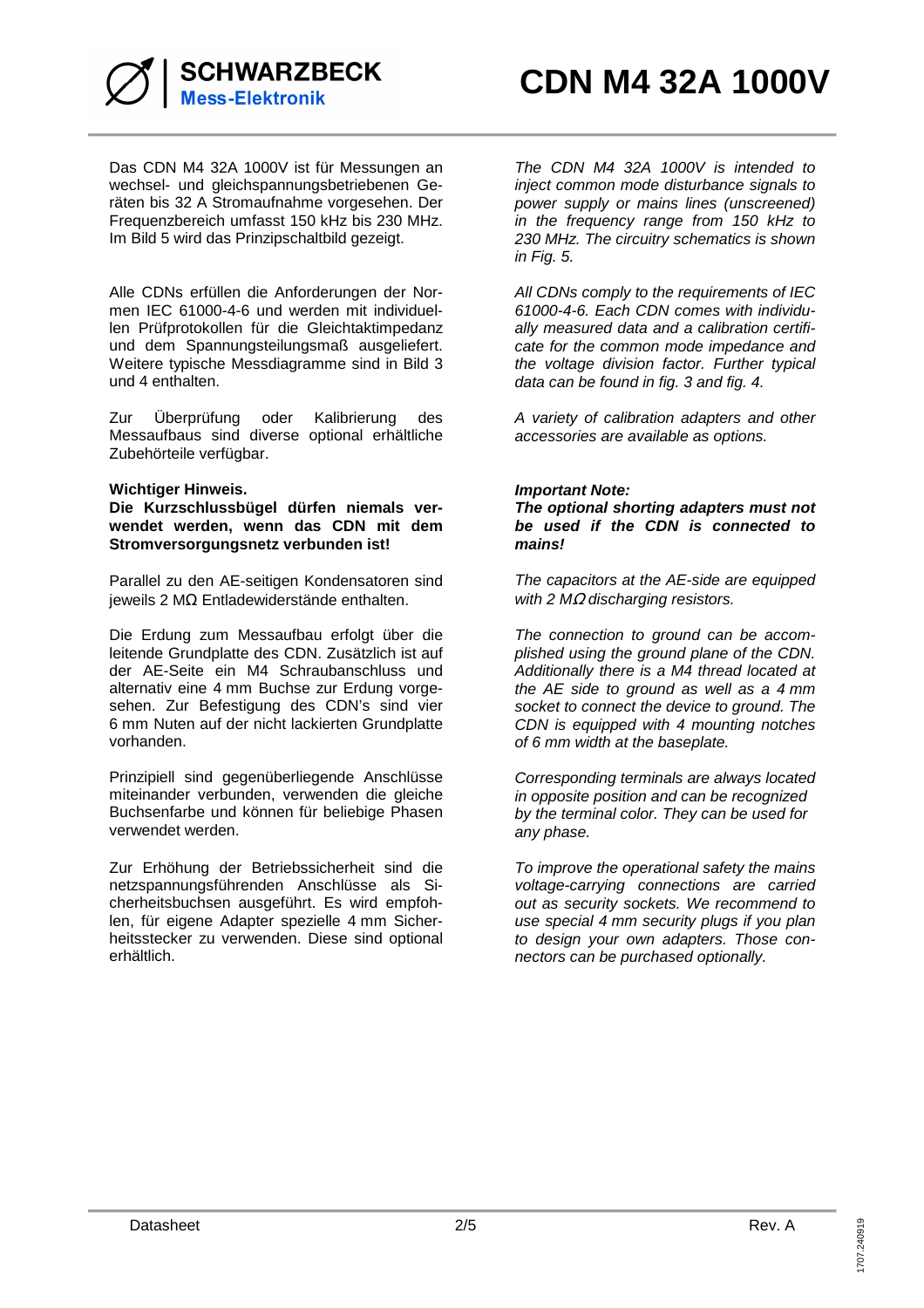Das CDN M4 32A 1000V ist für Messungen an wechsel- und gleichspannungsbetriebenen Geräten bis 32 A Stromaufnahme vorgesehen. Der Frequenzbereich umfasst 150 kHz bis 230 MHz. Im Bild 5 wird das Prinzipschaltbild gezeigt.

Alle CDNs erfüllen die Anforderungen der Normen IEC 61000-4-6 und werden mit individuellen Prüfprotokollen für die Gleichtaktimpedanz und dem Spannungsteilungsmaß ausgeliefert. Weitere typische Messdiagramme sind in Bild 3 und 4 enthalten.

Zur Überprüfung oder Kalibrierung des Messaufbaus sind diverse optional erhältliche Zubehörteile verfügbar.

**Wichtiger Hinweis.**
**Die Kurzschlussbügel dürfen niemals verwendet werden, wenn das CDN mit dem Stromversorgungsnetz verbunden ist!**

Parallel zu den AE-seitigen Kondensatoren sind jeweils 2 MΩ Entladewiderstände enthalten.

Die Erdung zum Messaufbau erfolgt über die leitende Grundplatte des CDN. Zusätzlich ist auf der AE-Seite ein M4 Schraubanschluss und alternativ eine 4 mm Buchse zur Erdung vorgesehen. Zur Befestigung des CDN's sind vier 6 mm Nuten auf der nicht lackierten Grundplatte vorhanden.

Prinzipiell sind gegenüberliegende Anschlüsse miteinander verbunden, verwenden die gleiche Buchsenfarbe und können für beliebige Phasen verwendet werden.

Zur Erhöhung der Betriebssicherheit sind die netzspannungsführenden Anschlüsse als Sicherheitsbuchsen ausgeführt. Es wird empfohlen, für eigene Adapter spezielle 4 mm Sicherheitsstecker zu verwenden. Diese sind optional erhältlich.

*The CDN M4 32A 1000V is intended to inject common mode disturbance signals to power supply or mains lines (unscreened) in the frequency range from 150 kHz to 230 MHz. The circuitry schematics is shown in Fig. 5.*

*All CDNs comply to the requirements of IEC 61000-4-6. Each CDN comes with individually measured data and a calibration certificate for the common mode impedance and the voltage division factor. Further typical data can be found in fig. 3 and fig. 4.*

*A variety of calibration adapters and other accessories are available as options.*

***Important Note:***
***The optional shorting adapters must not be used if the CDN is connected to mains!***

*The capacitors at the AE-side are equipped with 2 MΩ discharging resistors.*

*The connection to ground can be accomplished using the ground plane of the CDN. Additionally there is a M4 thread located at the AE side to ground as well as a 4 mm socket to connect the device to ground. The CDN is equipped with 4 mounting notches of 6 mm width at the baseplate.*

*Corresponding terminals are always located in opposite position and can be recognized by the terminal color. They can be used for any phase.*

*To improve the operational safety the mains voltage-carrying connections are carried out as security sockets. We recommend to use special 4 mm security plugs if you plan to design your own adapters. Those connectors can be purchased optionally.*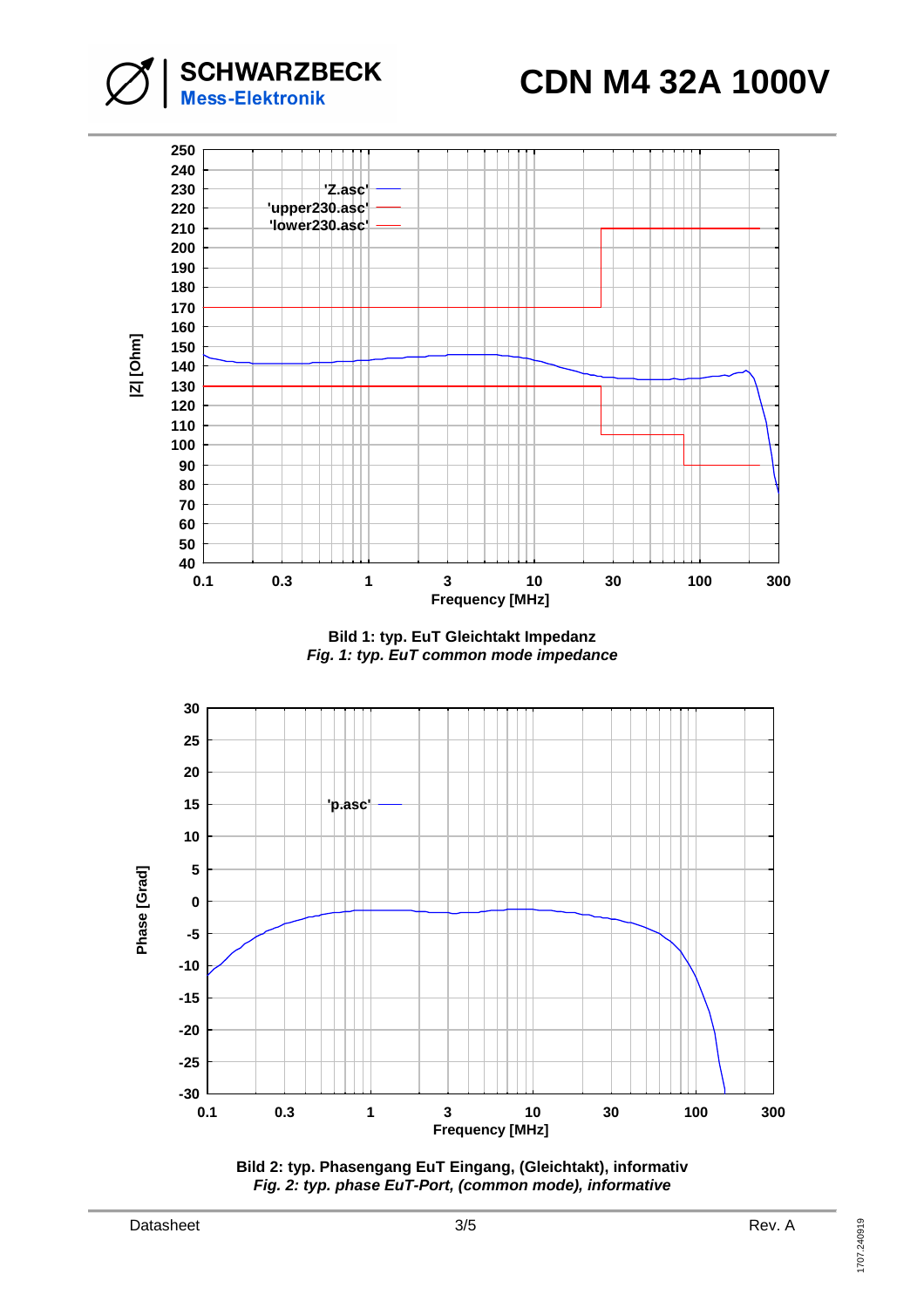# CDN M4 32A 1000V

Bild 1: typ. EuT Gleichtakt Impedanz
*Fig. 1: typ. EuT common mode impedance*

Bild 2: typ. Phasengang EuT Eingang, (Gleichtakt), informativ
*Fig. 2: typ. phase EuT-Port, (common mode), informative*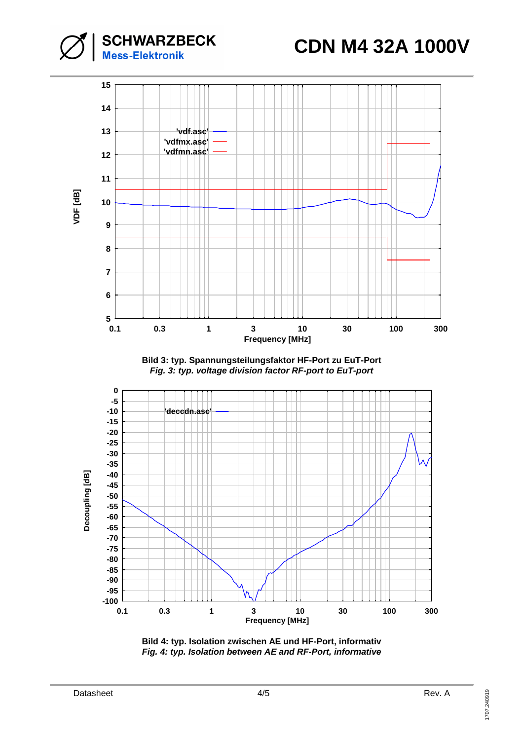Bild 3: typ. Spannungsteilungsfaktor HF-Port zu EuT-Port

*Fig. 3: typ. voltage division factor RF-port to EuT-port*

Bild 4: typ. Isolation zwischen AE und HF-Port, informativ

*Fig. 4: typ. Isolation between AE and RF-Port, informative*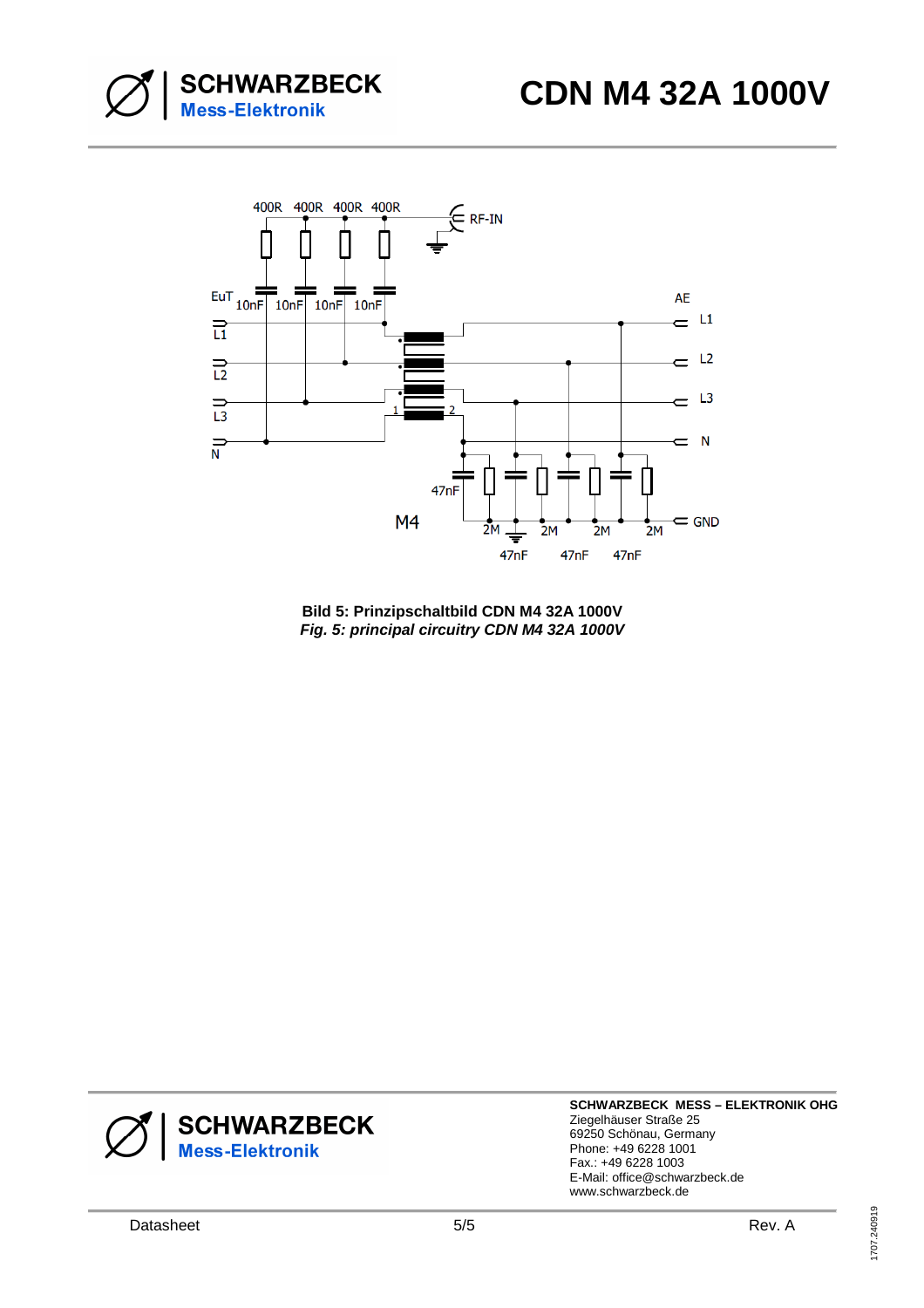400R 400R 400R 400R

RF-IN

EuT

10nF 10nF 10nF 10nF

AE

L1

L2

L3

N

1 2

47nF

M4

2M 2M 2M 2M

GND

47nF 47nF 47nF

**Bild 5: Prinzipschaltbild CDN M4 32A 1000V**

***Fig. 5: principal circuitry CDN M4 32A 1000V***

**SCHWARZBECK MESS – ELEKTRONIK OHG**
Ziegelhäuser Straße 25
69250 Schönau, Germany
Phone: +49 6228 1001
Fax.: +49 6228 1003
E-Mail: office@schwarzbeck.de
www.schwarzbeck.de